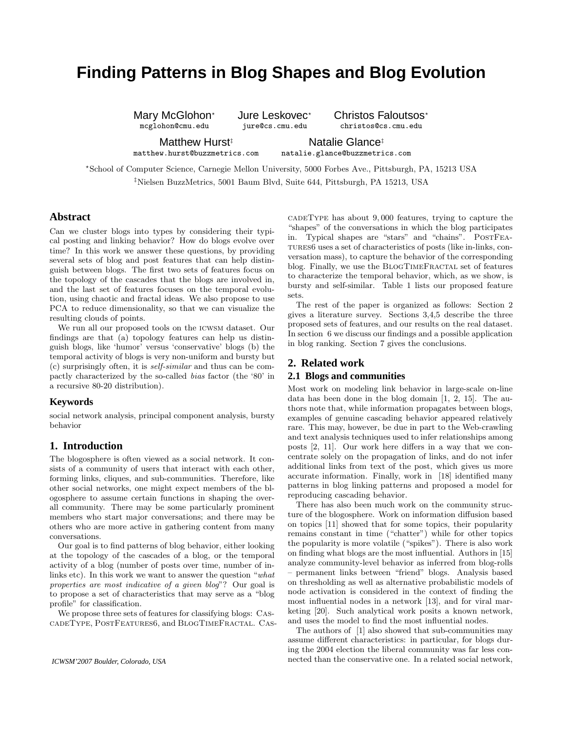# Finding Patterns in Blog Shapes and Blog Evolution

Mary McGlohon* (mcglohon@cmu.edu), Jure Leskovec* (jure@cs.cmu.edu), Christos Faloutsos* (christos@cs.cmu.edu)

Matthew Hurst‡ (matthew.hurst@buzzmetrics.com), Natalie Glance‡ (natalie.glance@buzzmetrics.com)

*School of Computer Science, Carnegie Mellon University, 5000 Forbes Ave., Pittsburgh, PA, 15213 USA

‡Nielsen BuzzMetrics, 5001 Baum Blvd, Suite 644, Pittsburgh, PA 15213, USA

## Abstract

Can we cluster blogs into types by considering their typical posting and linking behavior? How do blogs evolve over time? In this work we answer these questions, by providing several sets of blog and post features that can help distinguish between blogs. The first two sets of features focus on the topology of the cascades that the blogs are involved in, and the last set of features focuses on the temporal evolution, using chaotic and fractal ideas. We also propose to use PCA to reduce dimensionality, so that we can visualize the resulting clouds of points.

We run all our proposed tools on the ICWSM dataset. Our findings are that (a) topology features can help us distinguish blogs, like 'humor' versus 'conservative' blogs (b) the temporal activity of blogs is very non-uniform and bursty but (c) surprisingly often, it is *self-similar* and thus can be compactly characterized by the so-called *bias* factor (the '80' in a recursive 80-20 distribution).

### Keywords

social network analysis, principal component analysis, bursty behavior

## 1. Introduction

The blogosphere is often viewed as a social network. It consists of a community of users that interact with each other, forming links, cliques, and sub-communities. Therefore, like other social networks, one might expect members of the blogosphere to assume certain functions in shaping the overall community. There may be some particularly prominent members who start major conversations; and there may be others who are more active in gathering content from many conversations.

Our goal is to find patterns of blog behavior, either looking at the topology of the cascades of a blog, or the temporal activity of a blog (number of posts over time, number of in-links etc). In this work we want to answer the question "*what properties are most indicative of a given blog*"? Our goal is to propose a set of characteristics that may serve as a "blog profile" for classification.

We propose three sets of features for classifying blogs: CascadeType, PostFeatures6, and BlogTimeFractal. CascadeType has about 9,000 features, trying to capture the "shapes" of the conversations in which the blog participates in. Typical shapes are "stars" and "chains". PostFeatures6 uses a set of characteristics of posts (like in-links, conversation mass), to capture the behavior of the corresponding blog. Finally, we use the BlogTimeFractal set of features to characterize the temporal behavior, which, as we show, is bursty and self-similar. Table 1 lists our proposed feature sets.

The rest of the paper is organized as follows: Section 2 gives a literature survey. Sections 3,4,5 describe the three proposed sets of features, and our results on the real dataset. In section 6 we discuss our findings and a possible application in blog ranking. Section 7 gives the conclusions.

## 2. Related work

### 2.1 Blogs and communities

Most work on modeling link behavior in large-scale on-line data has been done in the blog domain [1, 2, 15]. The authors note that, while information propagates between blogs, examples of genuine cascading behavior appeared relatively rare. This may, however, be due in part to the Web-crawling and text analysis techniques used to infer relationships among posts [2, 11]. Our work here differs in a way that we concentrate solely on the propagation of links, and do not infer additional links from text of the post, which gives us more accurate information. Finally, work in [18] identified many patterns in blog linking patterns and proposed a model for reproducing cascading behavior.

There has also been much work on the community structure of the blogosphere. Work on information diffusion based on topics [11] showed that for some topics, their popularity remains constant in time ("chatter") while for other topics the popularity is more volatile ("spikes"). There is also work on finding what blogs are the most influential. Authors in [15] analyze community-level behavior as inferred from blog-rolls – permanent links between "friend" blogs. Analysis based on thresholding as well as alternative probabilistic models of node activation is considered in the context of finding the most influential nodes in a network [13], and for viral marketing [20]. Such analytical work posits a known network, and uses the model to find the most influential nodes.

The authors of [1] also showed that sub-communities may assume different characteristics: in particular, for blogs during the 2004 election the liberal community was far less connected than the conservative one. In a related social network,

*ICWSM'2007 Boulder, Colorado, USA*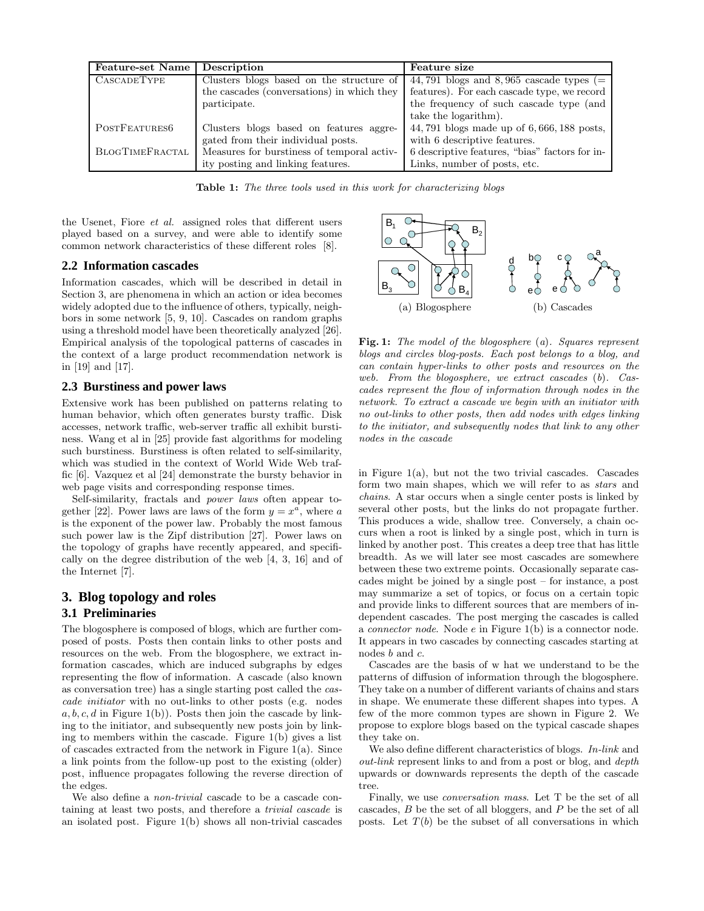| Feature-set Name | Description | Feature size |
|---|---|---|
| CASCADETYPE | Clusters blogs based on the structure of the cascades (conversations) in which they participate. | 44,791 blogs and 8,965 cascade types (= features). For each cascade type, we record the frequency of such cascade type (and take the logarithm). |
| POSTFEATURES6 | Clusters blogs based on features aggregated from their individual posts. | 44,791 blogs made up of 6,666,188 posts, with 6 descriptive features. |
| BLOGTIMEFRACTAL | Measures for burstiness of temporal activity posting and linking features. | 6 descriptive features, "bias" factors for in-Links, number of posts, etc. |

**Table 1:** *The three tools used in this work for characterizing blogs*

the Usenet, Fiore *et al.* assigned roles that different users played based on a survey, and were able to identify some common network characteristics of these different roles [8].

## 2.2 Information cascades

Information cascades, which will be described in detail in Section 3, are phenomena in which an action or idea becomes widely adopted due to the influence of others, typically, neighbors in some network [5, 9, 10]. Cascades on random graphs using a threshold model have been theoretically analyzed [26]. Empirical analysis of the topological patterns of cascades in the context of a large product recommendation network is in [19] and [17].

## 2.3 Burstiness and power laws

Extensive work has been published on patterns relating to human behavior, which often generates bursty traffic. Disk accesses, network traffic, web-server traffic all exhibit burstiness. Wang et al in [25] provide fast algorithms for modeling such burstiness. Burstiness is often related to self-similarity, which was studied in the context of World Wide Web traffic [6]. Vazquez et al [24] demonstrate the bursty behavior in web page visits and corresponding response times.

Self-similarity, fractals and *power laws* often appear together [22]. Power laws are laws of the form $y = x^a$, where $a$ is the exponent of the power law. Probably the most famous such power law is the Zipf distribution [27]. Power laws on the topology of graphs have recently appeared, and specifically on the degree distribution of the web [4, 3, 16] and of the Internet [7].

# 3. Blog topology and roles

## 3.1 Preliminaries

The blogosphere is composed of blogs, which are further composed of posts. Posts then contain links to other posts and resources on the web. From the blogosphere, we extract information cascades, which are induced subgraphs by edges representing the flow of information. A cascade (also known as conversation tree) has a single starting post called the *cascade initiator* with no out-links to other posts (e.g. nodes $a, b, c, d$ in Figure 1(b)). Posts then join the cascade by linking to the initiator, and subsequently new posts join by linking to members within the cascade. Figure 1(b) gives a list of cascades extracted from the network in Figure 1(a). Since a link points from the follow-up post to the existing (older) post, influence propagates following the reverse direction of the edges.

We also define a *non-trivial* cascade to be a cascade containing at least two posts, and therefore a *trivial cascade* is an isolated post. Figure 1(b) shows all non-trivial cascades in Figure 1(a), but not the two trivial cascades. Cascades form two main shapes, which we will refer to as *stars* and *chains*. A star occurs when a single center posts is linked by several other posts, but the links do not propagate further. This produces a wide, shallow tree. Conversely, a chain occurs when a root is linked by a single post, which in turn is linked by another post. This creates a deep tree that has little breadth. As we will later see most cascades are somewhere between these two extreme points. Occasionally separate cascades might be joined by a single post – for instance, a post may summarize a set of topics, or focus on a certain topic and provide links to different sources that are members of independent cascades. The post merging the cascades is called a *connector node*. Node $e$ in Figure 1(b) is a connector node. It appears in two cascades by connecting cascades starting at nodes $b$ and $c$.

(a) Blogosphere (b) Cascades

**Fig. 1:** *The model of the blogosphere (a). Squares represent blogs and circles blog-posts. Each post belongs to a blog, and can contain hyper-links to other posts and resources on the web. From the blogosphere, we extract cascades (b). Cascades represent the flow of information through nodes in the network. To extract a cascade we begin with an initiator with no out-links to other posts, then add nodes with edges linking to the initiator, and subsequently nodes that link to any other nodes in the cascade*

Cascades are the basis of w hat we understand to be the patterns of diffusion of information through the blogosphere. They take on a number of different variants of chains and stars in shape. We enumerate these different shapes into types. A few of the more common types are shown in Figure 2. We propose to explore blogs based on the typical cascade shapes they take on.

We also define different characteristics of blogs. *In-link* and *out-link* represent links to and from a post or blog, and *depth* upwards or downwards represents the depth of the cascade tree.

Finally, we use *conversation mass*. Let T be the set of all cascades, $B$ be the set of all bloggers, and $P$ be the set of all posts. Let $T(b)$ be the subset of all conversations in which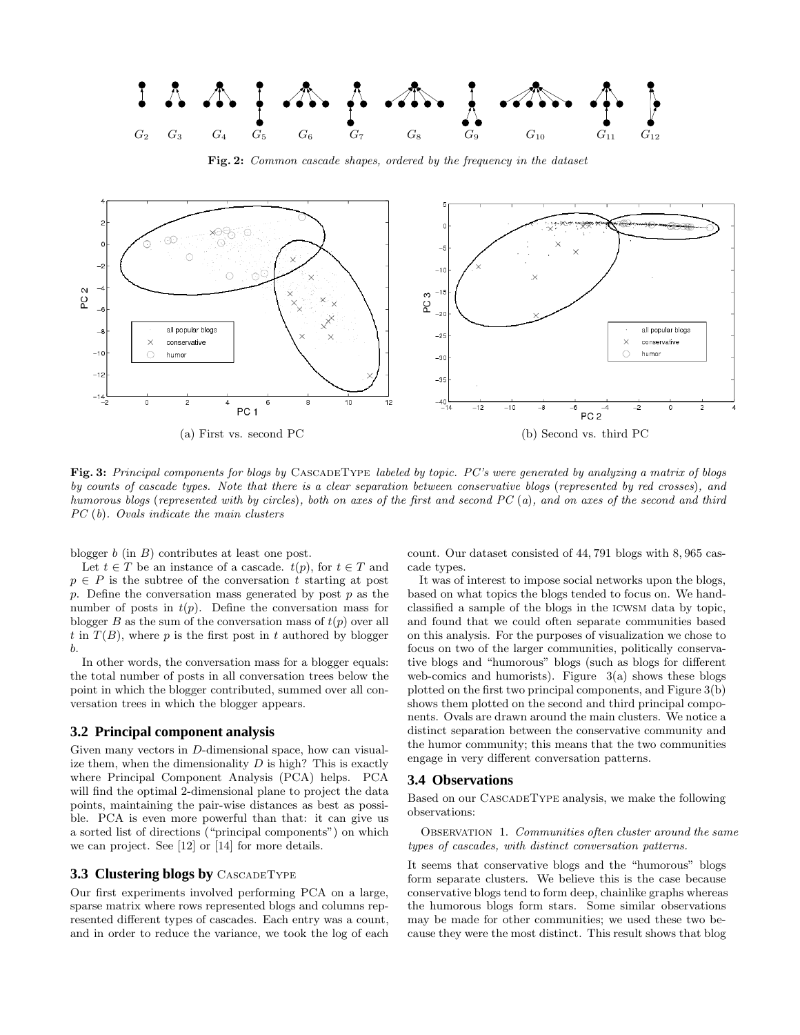$G_2$ $G_3$ $G_4$ $G_5$ $G_6$ $G_7$ $G_8$ $G_9$ $G_{10}$ $G_{11}$ $G_{12}$

**Fig. 2:** *Common cascade shapes, ordered by the frequency in the dataset*

(a) First vs. second PC

(b) Second vs. third PC

**Fig. 3:** *Principal components for blogs by* CascadeType *labeled by topic. PC's were generated by analyzing a matrix of blogs by counts of cascade types. Note that there is a clear separation between conservative blogs (represented by red crosses), and humorous blogs (represented with by circles), both on axes of the first and second PC (a), and on axes of the second and third PC (b). Ovals indicate the main clusters*

blogger $b$ (in $B$) contributes at least one post.

Let $t \in T$ be an instance of a cascade. $t(p)$, for $t \in T$ and $p \in P$ is the subtree of the conversation $t$ starting at post $p$. Define the conversation mass generated by post $p$ as the number of posts in $t(p)$. Define the conversation mass for blogger $B$ as the sum of the conversation mass of $t(p)$ over all $t$ in $T(B)$, where $p$ is the first post in $t$ authored by blogger $b$.

In other words, the conversation mass for a blogger equals: the total number of posts in all conversation trees below the point in which the blogger contributed, summed over all conversation trees in which the blogger appears.

### 3.2 Principal component analysis

Given many vectors in $D$-dimensional space, how can visualize them, when the dimensionality $D$ is high? This is exactly where Principal Component Analysis (PCA) helps. PCA will find the optimal 2-dimensional plane to project the data points, maintaining the pair-wise distances as best as possible. PCA is even more powerful than that: it can give us a sorted list of directions ("principal components") on which we can project. See [12] or [14] for more details.

### 3.3 Clustering blogs by CascadeType

Our first experiments involved performing PCA on a large, sparse matrix where rows represented blogs and columns represented different types of cascades. Each entry was a count, and in order to reduce the variance, we took the log of each count. Our dataset consisted of 44,791 blogs with 8,965 cascade types.

It was of interest to impose social networks upon the blogs, based on what topics the blogs tended to focus on. We hand-classified a sample of the blogs in the ICWSM data by topic, and found that we could often separate communities based on this analysis. For the purposes of visualization we chose to focus on two of the larger communities, politically conservative blogs and "humorous" blogs (such as blogs for different web-comics and humorists). Figure 3(a) shows these blogs plotted on the first two principal components, and Figure 3(b) shows them plotted on the second and third principal components. Ovals are drawn around the main clusters. We notice a distinct separation between the conservative community and the humor community; this means that the two communities engage in very different conversation patterns.

### 3.4 Observations

Based on our CascadeType analysis, we make the following observations:

Observation 1. *Communities often cluster around the same types of cascades, with distinct conversation patterns.*

It seems that conservative blogs and the "humorous" blogs form separate clusters. We believe this is the case because conservative blogs tend to form deep, chainlike graphs whereas the humorous blogs form stars. Some similar observations may be made for other communities; we used these two because they were the most distinct. This result shows that blog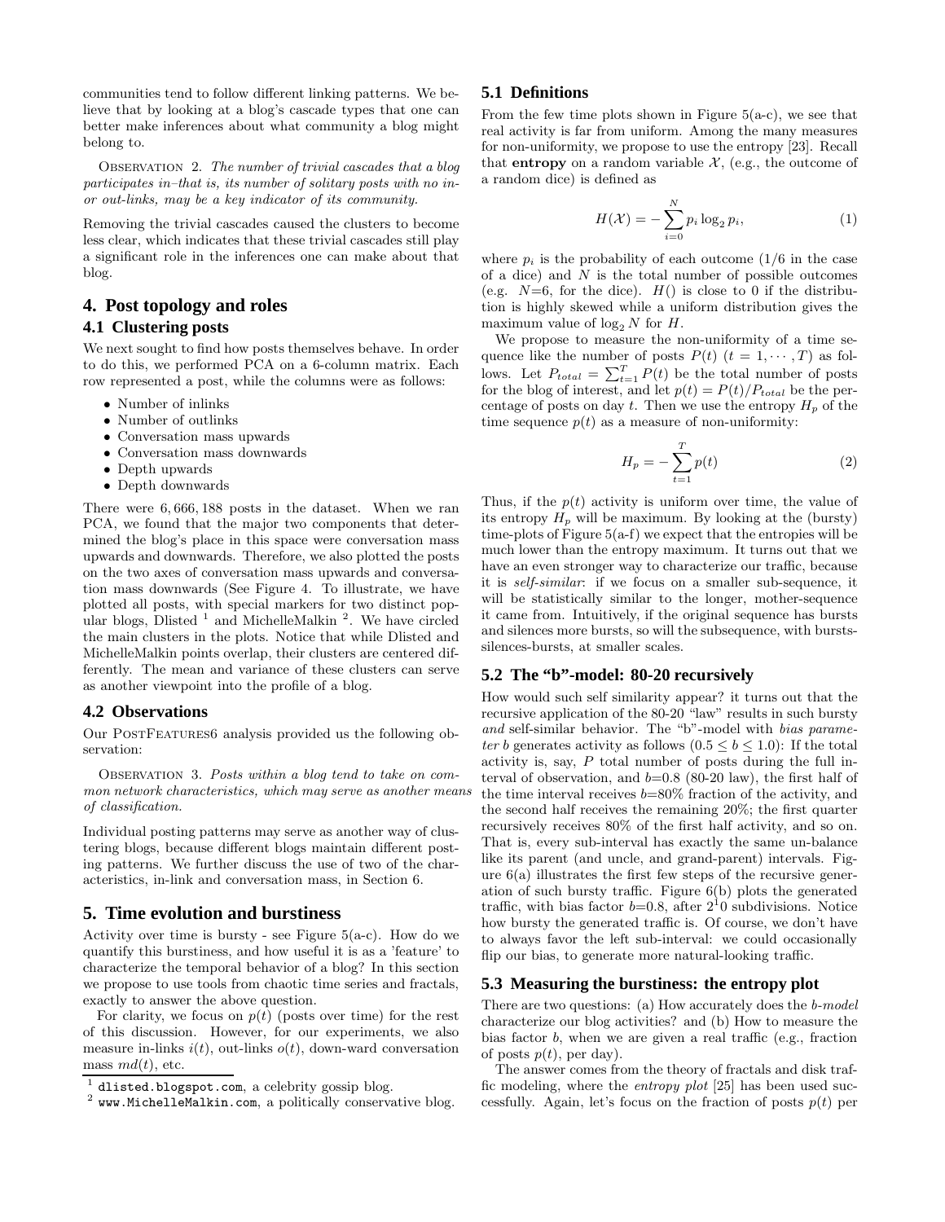communities tend to follow different linking patterns. We believe that by looking at a blog's cascade types that one can better make inferences about what community a blog might belong to.

OBSERVATION 2. *The number of trivial cascades that a blog participates in–that is, its number of solitary posts with no in- or out-links, may be a key indicator of its community.*

Removing the trivial cascades caused the clusters to become less clear, which indicates that these trivial cascades still play a significant role in the inferences one can make about that blog.

## 4. Post topology and roles

### 4.1 Clustering posts

We next sought to find how posts themselves behave. In order to do this, we performed PCA on a 6-column matrix. Each row represented a post, while the columns were as follows:

- Number of inlinks
- Number of outlinks
- Conversation mass upwards
- Conversation mass downwards
- Depth upwards
- Depth downwards

There were 6, 666, 188 posts in the dataset. When we ran PCA, we found that the major two components that determined the blog's place in this space were conversation mass upwards and downwards. Therefore, we also plotted the posts on the two axes of conversation mass upwards and conversation mass downwards (See Figure 4. To illustrate, we have plotted all posts, with special markers for two distinct popular blogs, Dlisted [1] and MichelleMalkin [2]. We have circled the main clusters in the plots. Notice that while Dlisted and MichelleMalkin points overlap, their clusters are centered differently. The mean and variance of these clusters can serve as another viewpoint into the profile of a blog.

### 4.2 Observations

Our PostFeatures6 analysis provided us the following observation:

OBSERVATION 3. *Posts within a blog tend to take on common network characteristics, which may serve as another means of classification.*

Individual posting patterns may serve as another way of clustering blogs, because different blogs maintain different posting patterns. We further discuss the use of two of the characteristics, in-link and conversation mass, in Section 6.

## 5. Time evolution and burstiness

Activity over time is bursty - see Figure 5(a-c). How do we quantify this burstiness, and how useful it is as a 'feature' to characterize the temporal behavior of a blog? In this section we propose to use tools from chaotic time series and fractals, exactly to answer the above question.

For clarity, we focus on $p(t)$ (posts over time) for the rest of this discussion. However, for our experiments, we also measure in-links $i(t)$, out-links $o(t)$, down-ward conversation mass $md(t)$, etc.

[1] dlisted.blogspot.com, a celebrity gossip blog.

[2] www.MichelleMalkin.com, a politically conservative blog.

### 5.1 Definitions

From the few time plots shown in Figure 5(a-c), we see that real activity is far from uniform. Among the many measures for non-uniformity, we propose to use the entropy [23]. Recall that **entropy** on a random variable $\mathcal{X}$, (e.g., the outcome of a random dice) is defined as

$$H(\mathcal{X}) = -\sum_{i=0}^{N} p_i \log_2 p_i, \tag{1}$$

where $p_i$ is the probability of each outcome (1/6 in the case of a dice) and $N$ is the total number of possible outcomes (e.g. $N$=6, for the dice). $H()$ is close to 0 if the distribution is highly skewed while a uniform distribution gives the maximum value of $\log_2 N$ for $H$.

We propose to measure the non-uniformity of a time sequence like the number of posts $P(t)$ $(t = 1, \cdots, T)$ as follows. Let $P_{total} = \sum_{t=1}^{T} P(t)$ be the total number of posts for the blog of interest, and let $p(t) = P(t)/P_{total}$ be the percentage of posts on day $t$. Then we use the entropy $H_p$ of the time sequence $p(t)$ as a measure of non-uniformity:

$$H_p = -\sum_{t=1}^{T} p(t) \tag{2}$$

Thus, if the $p(t)$ activity is uniform over time, the value of its entropy $H_p$ will be maximum. By looking at the (bursty) time-plots of Figure 5(a-f) we expect that the entropies will be much lower than the entropy maximum. It turns out that we have an even stronger way to characterize our traffic, because it is *self-similar*: if we focus on a smaller sub-sequence, it will be statistically similar to the longer, mother-sequence it came from. Intuitively, if the original sequence has bursts and silences more bursts, so will the subsequence, with bursts-silences-bursts, at smaller scales.

### 5.2 The "b"-model: 80-20 recursively

How would such self similarity appear? it turns out that the recursive application of the 80-20 "law" results in such bursty *and* self-similar behavior. The "b"-model with *bias parameter b* generates activity as follows ($0.5 \leq b \leq 1.0$): If the total activity is, say, $P$ total number of posts during the full interval of observation, and $b$=0.8 (80-20 law), the first half of the time interval receives $b$=80% fraction of the activity, and the second half receives the remaining 20%; the first quarter recursively receives 80% of the first half activity, and so on. That is, every sub-interval has exactly the same un-balance like its parent (and uncle, and grand-parent) intervals. Figure 6(a) illustrates the first few steps of the recursive generation of such bursty traffic. Figure 6(b) plots the generated traffic, with bias factor $b$=0.8, after $2^10$ subdivisions. Notice how bursty the generated traffic is. Of course, we don't have to always favor the left sub-interval: we could occasionally flip our bias, to generate more natural-looking traffic.

### 5.3 Measuring the burstiness: the entropy plot

There are two questions: (a) How accurately does the *b-model* characterize our blog activities? and (b) How to measure the bias factor $b$, when we are given a real traffic (e.g., fraction of posts $p(t)$, per day).

The answer comes from the theory of fractals and disk traffic modeling, where the *entropy plot* [25] has been used successfully. Again, let's focus on the fraction of posts $p(t)$ per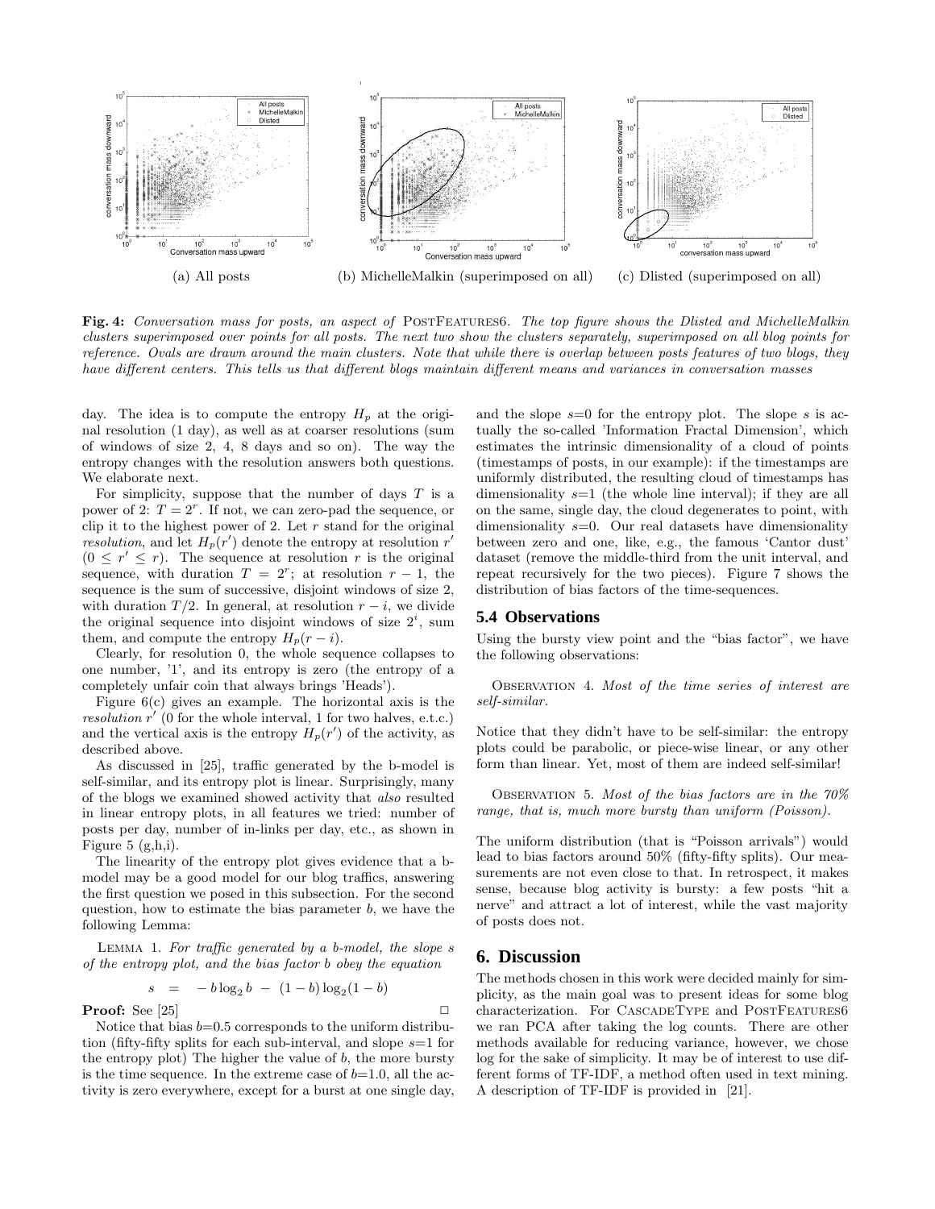(a) All posts  (b) MichelleMalkin (superimposed on all)  (c) Dlisted (superimposed on all)

**Fig. 4:** *Conversation mass for posts, an aspect of* PostFeatures6. *The top figure shows the Dlisted and MichelleMalkin clusters superimposed over points for all posts. The next two show the clusters separately, superimposed on all blog points for reference. Ovals are drawn around the main clusters. Note that while there is overlap between posts features of two blogs, they have different centers. This tells us that different blogs maintain different means and variances in conversation masses*

day. The idea is to compute the entropy $H_p$ at the original resolution (1 day), as well as at coarser resolutions (sum of windows of size 2, 4, 8 days and so on). The way the entropy changes with the resolution answers both questions. We elaborate next.

For simplicity, suppose that the number of days $T$ is a power of 2: $T = 2^r$. If not, we can zero-pad the sequence, or clip it to the highest power of 2. Let $r$ stand for the original *resolution*, and let $H_p(r')$ denote the entropy at resolution $r'$ ($0 \leq r' \leq r$). The sequence at resolution $r$ is the original sequence, with duration $T = 2^r$; at resolution $r-1$, the sequence is the sum of successive, disjoint windows of size 2, with duration $T/2$. In general, at resolution $r-i$, we divide the original sequence into disjoint windows of size $2^i$, sum them, and compute the entropy $H_p(r-i)$.

Clearly, for resolution 0, the whole sequence collapses to one number, '1', and its entropy is zero (the entropy of a completely unfair coin that always brings 'Heads').

Figure 6(c) gives an example. The horizontal axis is the *resolution* $r'$ (0 for the whole interval, 1 for two halves, e.t.c.) and the vertical axis is the entropy $H_p(r')$ of the activity, as described above.

As discussed in [25], traffic generated by the b-model is self-similar, and its entropy plot is linear. Surprisingly, many of the blogs we examined showed activity that *also* resulted in linear entropy plots, in all features we tried: number of posts per day, number of in-links per day, etc., as shown in Figure 5 (g,h,i).

The linearity of the entropy plot gives evidence that a b-model may be a good model for our blog traffics, answering the first question we posed in this subsection. For the second question, how to estimate the bias parameter $b$, we have the following Lemma:

Lemma 1. *For traffic generated by a b-model, the slope $s$ of the entropy plot, and the bias factor $b$ obey the equation*

$$s \;\; = \;\; -\,b\log_2 b \;-\; (1-b)\log_2(1-b)$$

**Proof:** See [25] □

Notice that bias $b$=0.5 corresponds to the uniform distribution (fifty-fifty splits for each sub-interval, and slope $s$=1 for the entropy plot) The higher the value of $b$, the more bursty is the time sequence. In the extreme case of $b$=1.0, all the activity is zero everywhere, except for a burst at one single day, and the slope $s$=0 for the entropy plot. The slope $s$ is actually the so-called 'Information Fractal Dimension', which estimates the intrinsic dimensionality of a cloud of points (timestamps of posts, in our example): if the timestamps are uniformly distributed, the resulting cloud of timestamps has dimensionality $s$=1 (the whole line interval); if they are all on the same, single day, the cloud degenerates to point, with dimensionality $s$=0. Our real datasets have dimensionality between zero and one, like, e.g., the famous 'Cantor dust' dataset (remove the middle-third from the unit interval, and repeat recursively for the two pieces). Figure 7 shows the distribution of bias factors of the time-sequences.

### 5.4 Observations

Using the bursty view point and the "bias factor", we have the following observations:

Observation 4. *Most of the time series of interest are self-similar.*

Notice that they didn't have to be self-similar: the entropy plots could be parabolic, or piece-wise linear, or any other form than linear. Yet, most of them are indeed self-similar!

Observation 5. *Most of the bias factors are in the 70% range, that is, much more bursty than uniform (Poisson).*

The uniform distribution (that is "Poisson arrivals") would lead to bias factors around 50% (fifty-fifty splits). Our measurements are not even close to that. In retrospect, it makes sense, because blog activity is bursty: a few posts "hit a nerve" and attract a lot of interest, while the vast majority of posts does not.

## 6. Discussion

The methods chosen in this work were decided mainly for simplicity, as the main goal was to present ideas for some blog characterization. For CascadeType and PostFeatures6 we ran PCA after taking the log counts. There are other methods available for reducing variance, however, we chose log for the sake of simplicity. It may be of interest to use different forms of TF-IDF, a method often used in text mining. A description of TF-IDF is provided in [21].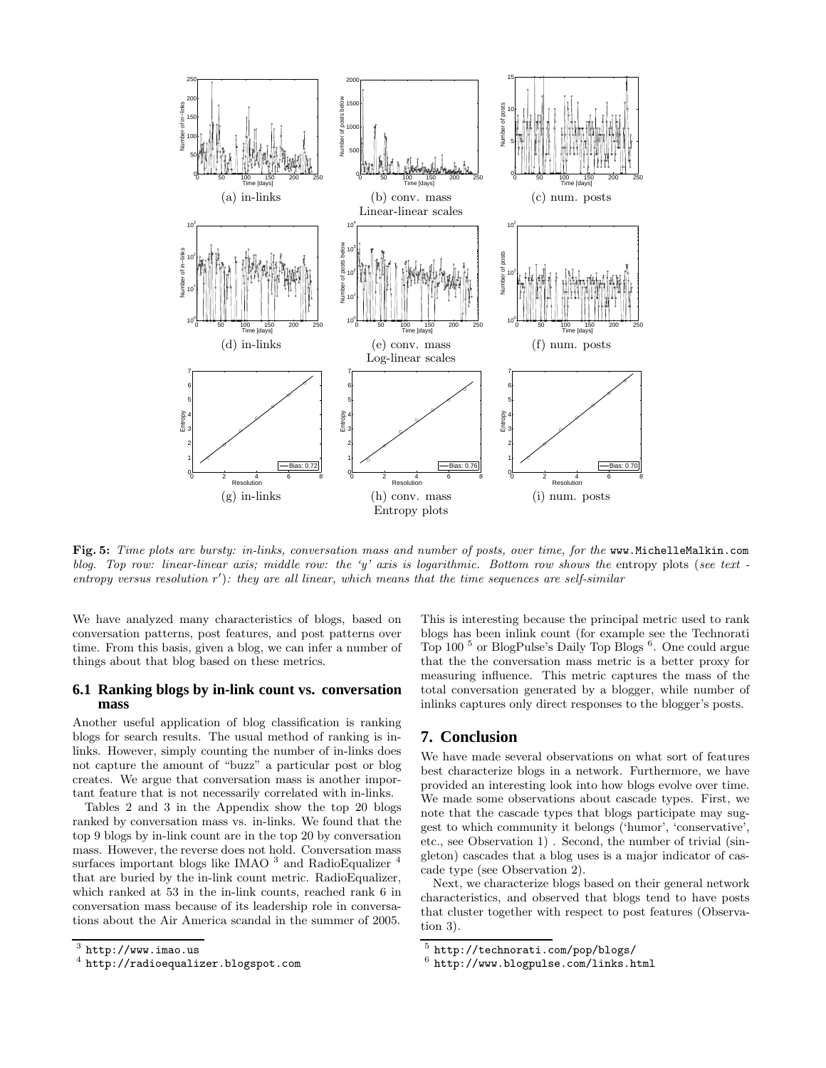Fig. 5: *Time plots are bursty: in-links, conversation mass and number of posts, over time, for the* www.MichelleMalkin.com *blog. Top row: linear-linear axis; middle row: the 'y' axis is logarithmic. Bottom row shows the* entropy plots *(see text - entropy versus resolution $r'$): they are all linear, which means that the time sequences are self-similar*

We have analyzed many characteristics of blogs, based on conversation patterns, post features, and post patterns over time. From this basis, given a blog, we can infer a number of things about that blog based on these metrics.

### 6.1 Ranking blogs by in-link count vs. conversation mass

Another useful application of blog classification is ranking blogs for search results. The usual method of ranking is in-links. However, simply counting the number of in-links does not capture the amount of "buzz" a particular post or blog creates. We argue that conversation mass is another important feature that is not necessarily correlated with in-links.

Tables 2 and 3 in the Appendix show the top 20 blogs ranked by conversation mass vs. in-links. We found that the top 9 blogs by in-link count are in the top 20 by conversation mass. However, the reverse does not hold. Conversation mass surfaces important blogs like IMAO [3] and RadioEqualizer [4] that are buried by the in-link count metric. RadioEqualizer, which ranked at 53 in the in-link counts, reached rank 6 in conversation mass because of its leadership role in conversations about the Air America scandal in the summer of 2005. This is interesting because the principal metric used to rank blogs has been inlink count (for example see the Technorati Top 100 [5] or BlogPulse's Daily Top Blogs [6]. One could argue that the the conversation mass metric is a better proxy for measuring influence. This metric captures the mass of the total conversation generated by a blogger, while number of inlinks captures only direct responses to the blogger's posts.

## 7. Conclusion

We have made several observations on what sort of features best characterize blogs in a network. Furthermore, we have provided an interesting look into how blogs evolve over time. We made some observations about cascade types. First, we note that the cascade types that blogs participate may suggest to which community it belongs ('humor', 'conservative', etc., see Observation 1) . Second, the number of trivial (singleton) cascades that a blog uses is a major indicator of cascade type (see Observation 2).

Next, we characterize blogs based on their general network characteristics, and observed that blogs tend to have posts that cluster together with respect to post features (Observation 3).

[3] http://www.imao.us

[4] http://radioequalizer.blogspot.com

[5] http://technorati.com/pop/blogs/

[6] http://www.blogpulse.com/links.html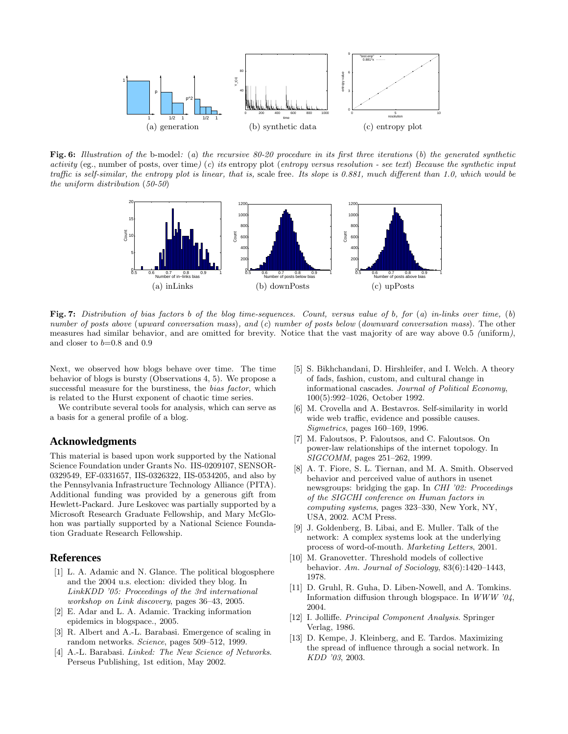(a) generation (b) synthetic data (c) entropy plot

**Fig. 6:** *Illustration of the* b-model*: (a) the recursive 80-20 procedure in its first three iterations (b) the generated synthetic activity* (eg., number of posts, over time*) (c) its* entropy plot (*entropy versus resolution - see text) Because the synthetic input traffic is self-similar, the entropy plot is linear, that is,* scale free*. Its slope is 0.881, much different than 1.0, which would be the uniform distribution (50-50)*

(a) inLinks (b) downPosts (c) upPosts

**Fig. 7:** *Distribution of bias factors b of the blog time-sequences. Count, versus value of b, for (a) in-links over time, (b) number of posts above (upward conversation mass), and (c) number of posts below (downward conversation mass).* The other measures had similar behavior, and are omitted for brevity. Notice that the vast majority of are way above 0.5 *(*uniform*)*, and closer to $b$=0.8 and 0.9

Next, we observed how blogs behave over time. The time behavior of blogs is bursty (Observations 4, 5). We propose a successful measure for the burstiness, the *bias factor*, which is related to the Hurst exponent of chaotic time series.

We contribute several tools for analysis, which can serve as a basis for a general profile of a blog.

## Acknowledgments

This material is based upon work supported by the National Science Foundation under Grants No. IIS-0209107, SENSOR-0329549, EF-0331657, IIS-0326322, IIS-0534205, and also by the Pennsylvania Infrastructure Technology Alliance (PITA). Additional funding was provided by a generous gift from Hewlett-Packard. Jure Leskovec was partially supported by a Microsoft Research Graduate Fellowship, and Mary McGlohon was partially supported by a National Science Foundation Graduate Research Fellowship.

## References

[1] L. A. Adamic and N. Glance. The political blogosphere and the 2004 u.s. election: divided they blog. In *LinkKDD '05: Proceedings of the 3rd international workshop on Link discovery*, pages 36–43, 2005.

[2] E. Adar and L. A. Adamic. Tracking information epidemics in blogspace., 2005.

[3] R. Albert and A.-L. Barabasi. Emergence of scaling in random networks. *Science*, pages 509–512, 1999.

[4] A.-L. Barabasi. *Linked: The New Science of Networks*. Perseus Publishing, 1st edition, May 2002.

[5] S. Bikhchandani, D. Hirshleifer, and I. Welch. A theory of fads, fashion, custom, and cultural change in informational cascades. *Journal of Political Economy*, 100(5):992–1026, October 1992.

[6] M. Crovella and A. Bestavros. Self-similarity in world wide web traffic, evidence and possible causes. *Sigmetrics*, pages 160–169, 1996.

[7] M. Faloutsos, P. Faloutsos, and C. Faloutsos. On power-law relationships of the internet topology. In *SIGCOMM*, pages 251–262, 1999.

[8] A. T. Fiore, S. L. Tiernan, and M. A. Smith. Observed behavior and perceived value of authors in usenet newsgroups: bridging the gap. In *CHI '02: Proceedings of the SIGCHI conference on Human factors in computing systems*, pages 323–330, New York, NY, USA, 2002. ACM Press.

[9] J. Goldenberg, B. Libai, and E. Muller. Talk of the network: A complex systems look at the underlying process of word-of-mouth. *Marketing Letters*, 2001.

[10] M. Granovetter. Threshold models of collective behavior. *Am. Journal of Sociology*, 83(6):1420–1443, 1978.

[11] D. Gruhl, R. Guha, D. Liben-Nowell, and A. Tomkins. Information diffusion through blogspace. In *WWW '04*, 2004.

[12] I. Jolliffe. *Principal Component Analysis*. Springer Verlag, 1986.

[13] D. Kempe, J. Kleinberg, and E. Tardos. Maximizing the spread of influence through a social network. In *KDD '03*, 2003.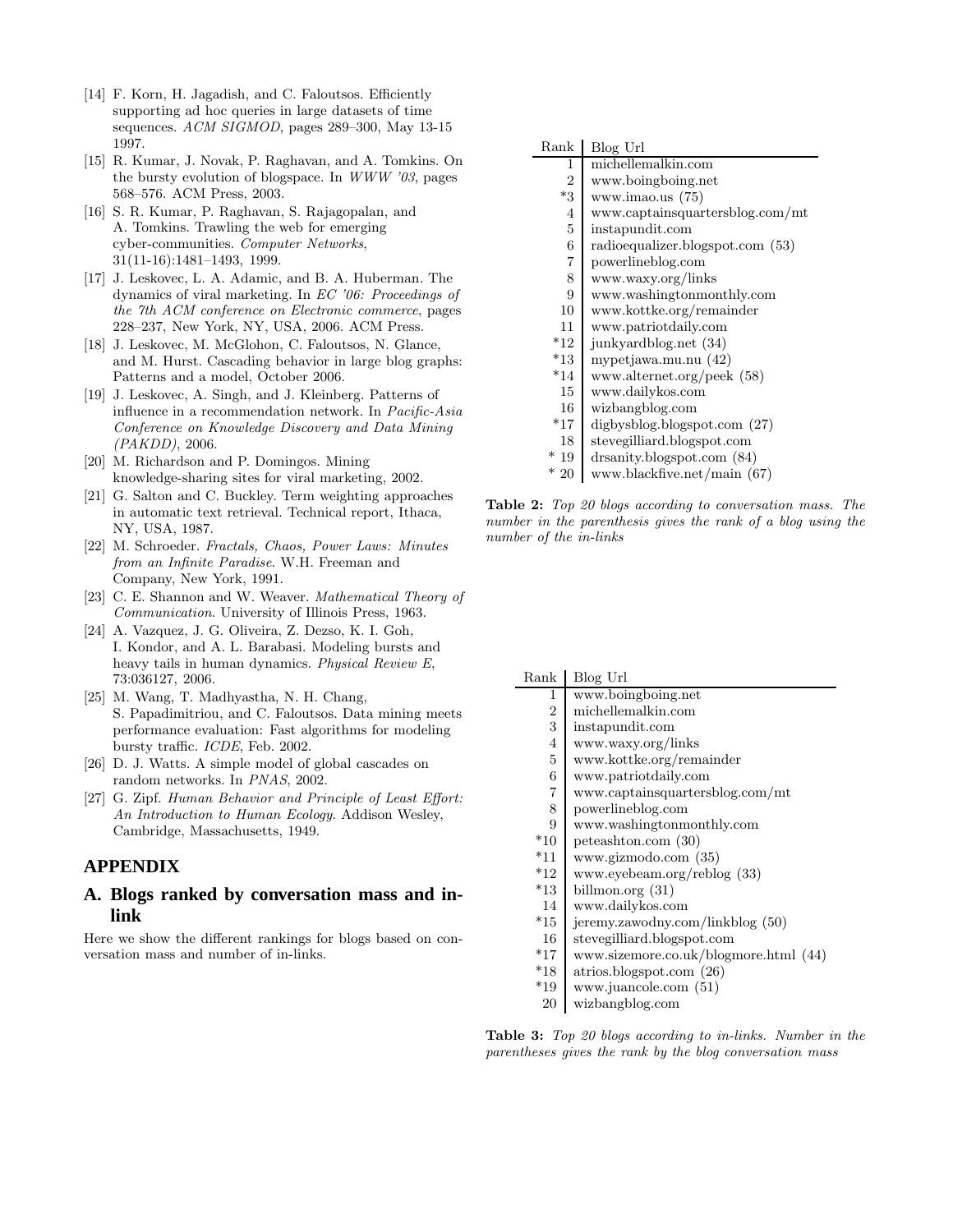[14] F. Korn, H. Jagadish, and C. Faloutsos. Efficiently supporting ad hoc queries in large datasets of time sequences. *ACM SIGMOD*, pages 289–300, May 13-15 1997.

[15] R. Kumar, J. Novak, P. Raghavan, and A. Tomkins. On the bursty evolution of blogspace. In *WWW '03*, pages 568–576. ACM Press, 2003.

[16] S. R. Kumar, P. Raghavan, S. Rajagopalan, and A. Tomkins. Trawling the web for emerging cyber-communities. *Computer Networks*, 31(11-16):1481–1493, 1999.

[17] J. Leskovec, L. A. Adamic, and B. A. Huberman. The dynamics of viral marketing. In *EC '06: Proceedings of the 7th ACM conference on Electronic commerce*, pages 228–237, New York, NY, USA, 2006. ACM Press.

[18] J. Leskovec, M. McGlohon, C. Faloutsos, N. Glance, and M. Hurst. Cascading behavior in large blog graphs: Patterns and a model, October 2006.

[19] J. Leskovec, A. Singh, and J. Kleinberg. Patterns of influence in a recommendation network. In *Pacific-Asia Conference on Knowledge Discovery and Data Mining (PAKDD)*, 2006.

[20] M. Richardson and P. Domingos. Mining knowledge-sharing sites for viral marketing, 2002.

[21] G. Salton and C. Buckley. Term weighting approaches in automatic text retrieval. Technical report, Ithaca, NY, USA, 1987.

[22] M. Schroeder. *Fractals, Chaos, Power Laws: Minutes from an Infinite Paradise*. W.H. Freeman and Company, New York, 1991.

[23] C. E. Shannon and W. Weaver. *Mathematical Theory of Communication*. University of Illinois Press, 1963.

[24] A. Vazquez, J. G. Oliveira, Z. Dezso, K. I. Goh, I. Kondor, and A. L. Barabasi. Modeling bursts and heavy tails in human dynamics. *Physical Review E*, 73:036127, 2006.

[25] M. Wang, T. Madhyastha, N. H. Chang, S. Papadimitriou, and C. Faloutsos. Data mining meets performance evaluation: Fast algorithms for modeling bursty traffic. *ICDE*, Feb. 2002.

[26] D. J. Watts. A simple model of global cascades on random networks. In *PNAS*, 2002.

[27] G. Zipf. *Human Behavior and Principle of Least Effort: An Introduction to Human Ecology*. Addison Wesley, Cambridge, Massachusetts, 1949.

# APPENDIX

## A. Blogs ranked by conversation mass and in-link

Here we show the different rankings for blogs based on conversation mass and number of in-links.

| Rank | Blog Url |
|---|---|
| 1 | michellemalkin.com |
| 2 | www.boingboing.net |
| *3 | www.imao.us (75) |
| 4 | www.captainsquartersblog.com/mt |
| 5 | instapundit.com |
| 6 | radioequalizer.blogspot.com (53) |
| 7 | powerlineblog.com |
| 8 | www.waxy.org/links |
| 9 | www.washingtonmonthly.com |
| 10 | www.kottke.org/remainder |
| 11 | www.patriotdaily.com |
| *12 | junkyardblog.net (34) |
| *13 | mypetjawa.mu.nu (42) |
| *14 | www.alternet.org/peek (58) |
| 15 | www.dailykos.com |
| 16 | wizbangblog.com |
| *17 | digbysblog.blogspot.com (27) |
| 18 | stevegilliard.blogspot.com |
| * 19 | drsanity.blogspot.com (84) |
| * 20 | www.blackfive.net/main (67) |

**Table 2:** *Top 20 blogs according to conversation mass. The number in the parenthesis gives the rank of a blog using the number of the in-links*

| Rank | Blog Url |
|---|---|
| 1 | www.boingboing.net |
| 2 | michellemalkin.com |
| 3 | instapundit.com |
| 4 | www.waxy.org/links |
| 5 | www.kottke.org/remainder |
| 6 | www.patriotdaily.com |
| 7 | www.captainsquartersblog.com/mt |
| 8 | powerlineblog.com |
| 9 | www.washingtonmonthly.com |
| *10 | peteashton.com (30) |
| *11 | www.gizmodo.com (35) |
| *12 | www.eyebeam.org/reblog (33) |
| *13 | billmon.org (31) |
| 14 | www.dailykos.com |
| *15 | jeremy.zawodny.com/linkblog (50) |
| 16 | stevegilliard.blogspot.com |
| *17 | www.sizemore.co.uk/blogmore.html (44) |
| *18 | atrios.blogspot.com (26) |
| *19 | www.juancole.com (51) |
| 20 | wizbangblog.com |

**Table 3:** *Top 20 blogs according to in-links. Number in the parentheses gives the rank by the blog conversation mass*